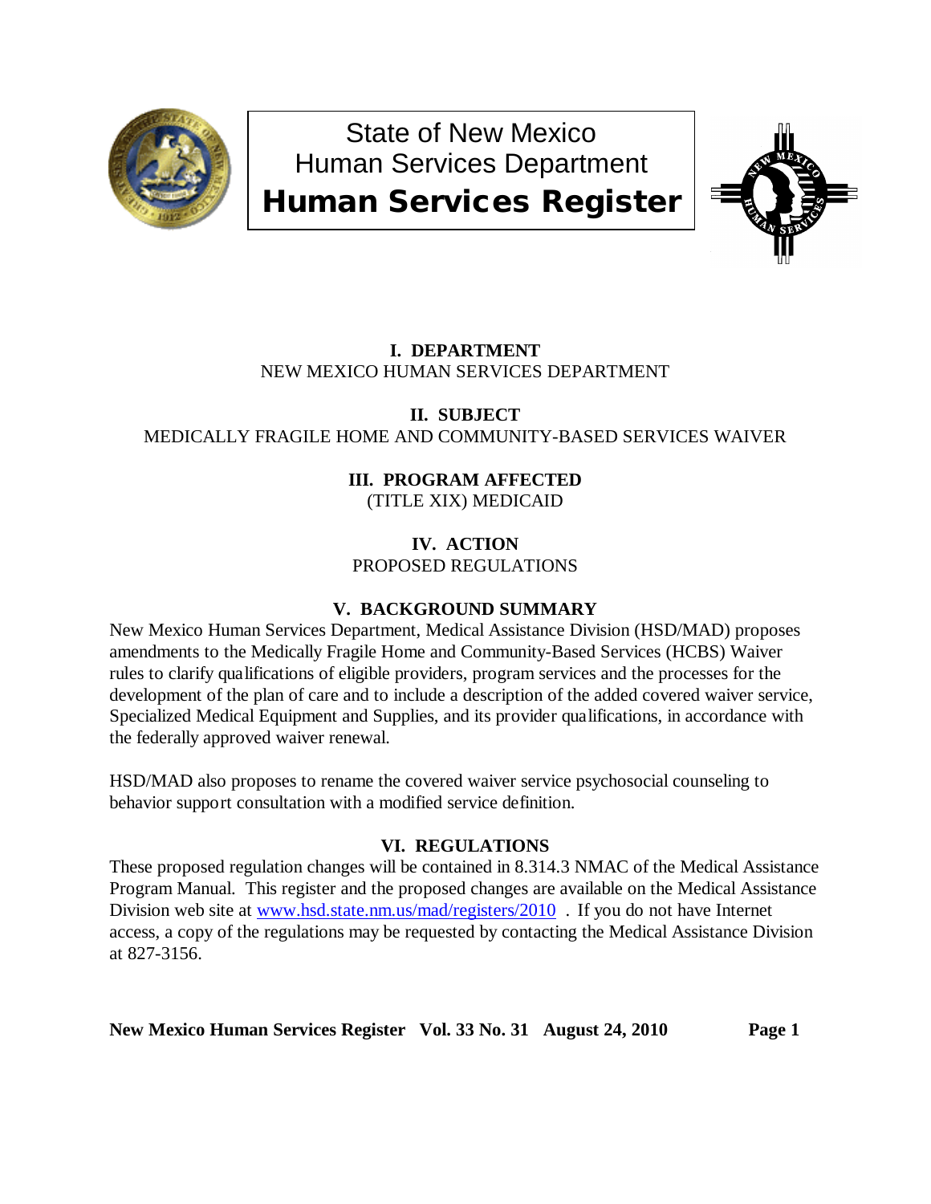# State of New Mexico
# Human Services Department
# Human Services Register

## I. DEPARTMENT

NEW MEXICO HUMAN SERVICES DEPARTMENT

## II. SUBJECT

MEDICALLY FRAGILE HOME AND COMMUNITY-BASED SERVICES WAIVER

## III. PROGRAM AFFECTED

(TITLE XIX) MEDICAID

## IV. ACTION

PROPOSED REGULATIONS

## V. BACKGROUND SUMMARY

New Mexico Human Services Department, Medical Assistance Division (HSD/MAD) proposes amendments to the Medically Fragile Home and Community-Based Services (HCBS) Waiver rules to clarify qualifications of eligible providers, program services and the processes for the development of the plan of care and to include a description of the added covered waiver service, Specialized Medical Equipment and Supplies, and its provider qualifications, in accordance with the federally approved waiver renewal.

HSD/MAD also proposes to rename the covered waiver service psychosocial counseling to behavior support consultation with a modified service definition.

## VI. REGULATIONS

These proposed regulation changes will be contained in 8.314.3 NMAC of the Medical Assistance Program Manual. This register and the proposed changes are available on the Medical Assistance Division web site at www.hsd.state.nm.us/mad/registers/2010 . If you do not have Internet access, a copy of the regulations may be requested by contacting the Medical Assistance Division at 827-3156.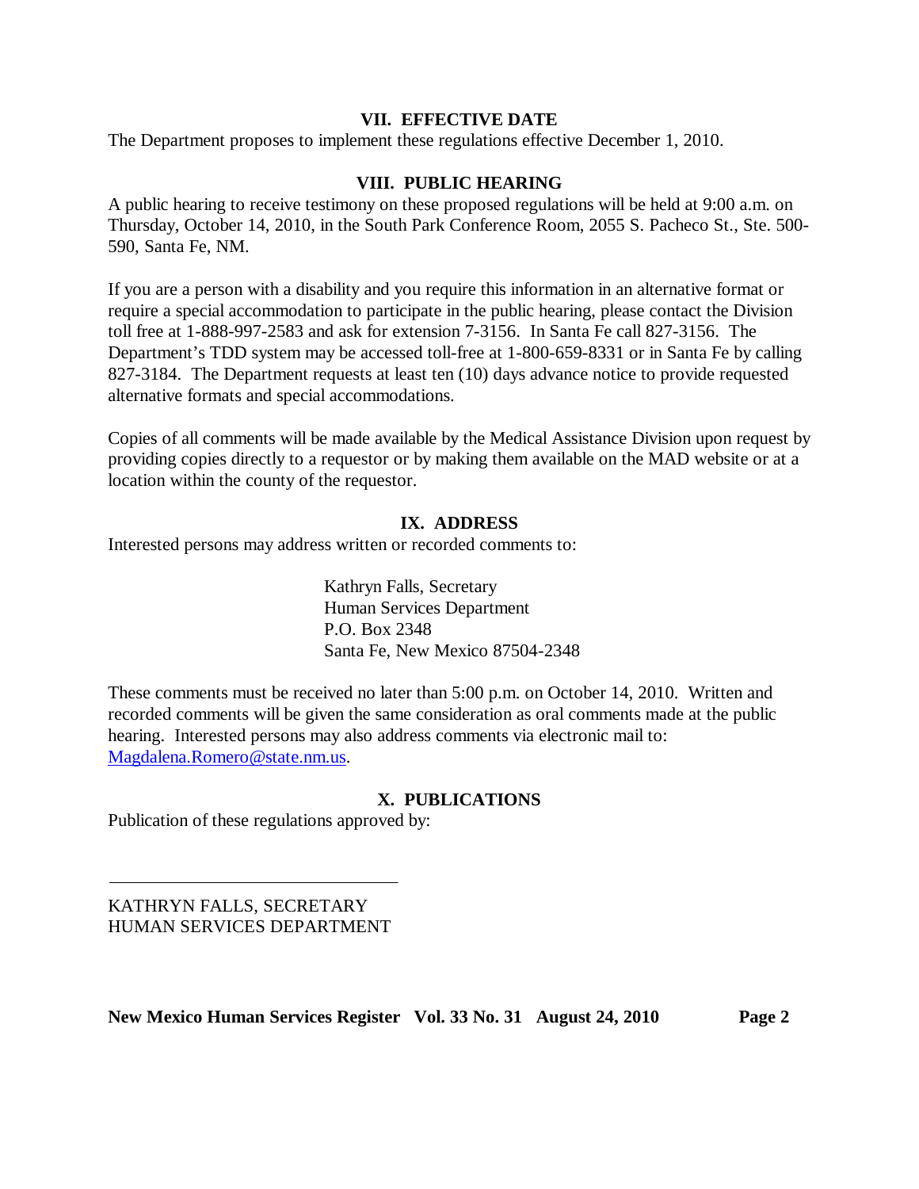## VII. EFFECTIVE DATE

The Department proposes to implement these regulations effective December 1, 2010.

## VIII. PUBLIC HEARING

A public hearing to receive testimony on these proposed regulations will be held at 9:00 a.m. on Thursday, October 14, 2010, in the South Park Conference Room, 2055 S. Pacheco St., Ste. 500-590, Santa Fe, NM.

If you are a person with a disability and you require this information in an alternative format or require a special accommodation to participate in the public hearing, please contact the Division toll free at 1-888-997-2583 and ask for extension 7-3156. In Santa Fe call 827-3156. The Department's TDD system may be accessed toll-free at 1-800-659-8331 or in Santa Fe by calling 827-3184. The Department requests at least ten (10) days advance notice to provide requested alternative formats and special accommodations.

Copies of all comments will be made available by the Medical Assistance Division upon request by providing copies directly to a requestor or by making them available on the MAD website or at a location within the county of the requestor.

## IX. ADDRESS

Interested persons may address written or recorded comments to:

Kathryn Falls, Secretary
Human Services Department
P.O. Box 2348
Santa Fe, New Mexico 87504-2348

These comments must be received no later than 5:00 p.m. on October 14, 2010. Written and recorded comments will be given the same consideration as oral comments made at the public hearing. Interested persons may also address comments via electronic mail to: Magdalena.Romero@state.nm.us.

## X. PUBLICATIONS

Publication of these regulations approved by:

\_\_\_\_\_\_\_\_\_\_\_\_\_\_\_\_\_\_\_\_\_\_\_\_\_\_\_\_\_\_\_\_

KATHRYN FALLS, SECRETARY
HUMAN SERVICES DEPARTMENT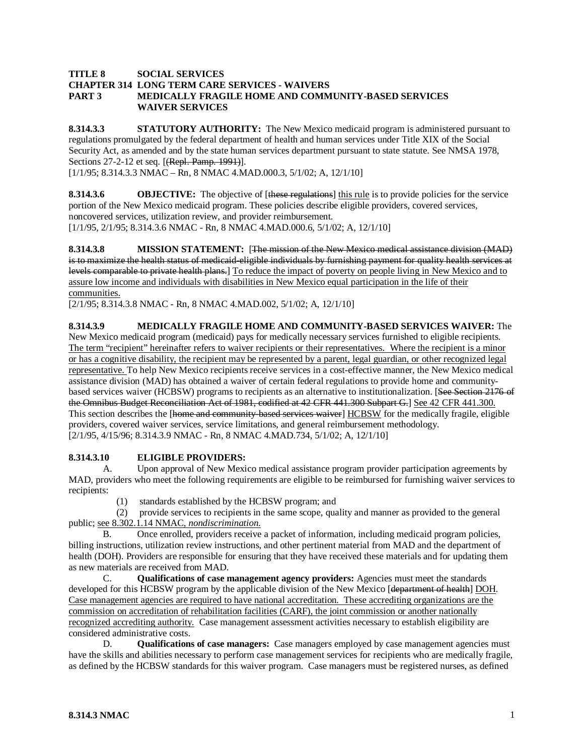**TITLE 8 SOCIAL SERVICES**
**CHAPTER 314 LONG TERM CARE SERVICES - WAIVERS**
**PART 3 MEDICALLY FRAGILE HOME AND COMMUNITY-BASED SERVICES WAIVER SERVICES**

**8.314.3.3 STATUTORY AUTHORITY:** The New Mexico medicaid program is administered pursuant to regulations promulgated by the federal department of health and human services under Title XIX of the Social Security Act, as amended and by the state human services department pursuant to state statute. See NMSA 1978, Sections 27-2-12 et seq. [~~(Repl. Pamp. 1991)~~].
[1/1/95; 8.314.3.3 NMAC – Rn, 8 NMAC 4.MAD.000.3, 5/1/02; A, 12/1/10]

**8.314.3.6 OBJECTIVE:** The objective of [~~these regulations~~] <u>this rule</u> is to provide policies for the service portion of the New Mexico medicaid program. These policies describe eligible providers, covered services, noncovered services, utilization review, and provider reimbursement.
[1/1/95, 2/1/95; 8.314.3.6 NMAC - Rn, 8 NMAC 4.MAD.000.6, 5/1/02; A, 12/1/10]

**8.314.3.8 MISSION STATEMENT:** [~~The mission of the New Mexico medical assistance division (MAD) is to maximize the health status of medicaid-eligible individuals by furnishing payment for quality health services at levels comparable to private health plans.~~] <u>To reduce the impact of poverty on people living in New Mexico and to assure low income and individuals with disabilities in New Mexico equal participation in the life of their communities.</u>
[2/1/95; 8.314.3.8 NMAC - Rn, 8 NMAC 4.MAD.002, 5/1/02; A, 12/1/10]

**8.314.3.9 MEDICALLY FRAGILE HOME AND COMMUNITY-BASED SERVICES WAIVER:** The New Mexico medicaid program (medicaid) pays for medically necessary services furnished to eligible recipients. <u>The term "recipient" hereinafter refers to waiver recipients or their representatives. Where the recipient is a minor or has a cognitive disability, the recipient may be represented by a parent, legal guardian, or other recognized legal representative.</u> To help New Mexico recipients receive services in a cost-effective manner, the New Mexico medical assistance division (MAD) has obtained a waiver of certain federal regulations to provide home and community-based services waiver (HCBSW) programs to recipients as an alternative to institutionalization. [~~See Section 2176 of the Omnibus Budget Reconciliation Act of 1981, codified at 42 CFR 441.300 Subpart G.~~] <u>See 42 CFR 441.300.</u> This section describes the [~~home and community-based services waiver~~] <u>HCBSW</u> for the medically fragile, eligible providers, covered waiver services, service limitations, and general reimbursement methodology.
[2/1/95, 4/15/96; 8.314.3.9 NMAC - Rn, 8 NMAC 4.MAD.734, 5/1/02; A, 12/1/10]

**8.314.3.10 ELIGIBLE PROVIDERS:**

A. Upon approval of New Mexico medical assistance program provider participation agreements by MAD, providers who meet the following requirements are eligible to be reimbursed for furnishing waiver services to recipients:

(1) standards established by the HCBSW program; and

(2) provide services to recipients in the same scope, quality and manner as provided to the general public; <u>see 8.302.1.14 NMAC, *nondiscrimination.*</u>

B. Once enrolled, providers receive a packet of information, including medicaid program policies, billing instructions, utilization review instructions, and other pertinent material from MAD and the department of health (DOH). Providers are responsible for ensuring that they have received these materials and for updating them as new materials are received from MAD.

C. **Qualifications of case management agency providers:** Agencies must meet the standards developed for this HCBSW program by the applicable division of the New Mexico [~~department of health~~] <u>DOH</u>. <u>Case management agencies are required to have national accreditation. These accrediting organizations are the commission on accreditation of rehabilitation facilities (CARF), the joint commission or another nationally recognized accrediting authority.</u> Case management assessment activities necessary to establish eligibility are considered administrative costs.

D. **Qualifications of case managers:** Case managers employed by case management agencies must have the skills and abilities necessary to perform case management services for recipients who are medically fragile, as defined by the HCBSW standards for this waiver program. Case managers must be registered nurses, as defined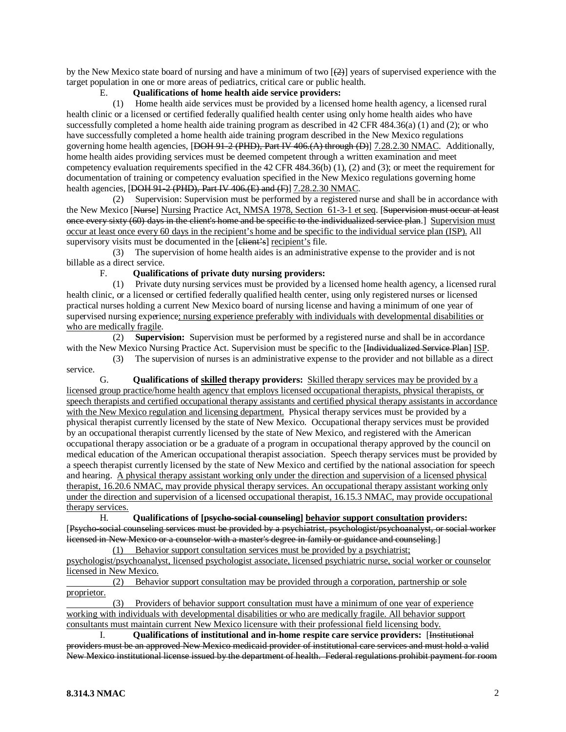by the New Mexico state board of nursing and have a minimum of two [~~(2)~~] years of supervised experience with the target population in one or more areas of pediatrics, critical care or public health.

E. **Qualifications of home health aide service providers:**

(1) Home health aide services must be provided by a licensed home health agency, a licensed rural health clinic or a licensed or certified federally qualified health center using only home health aides who have successfully completed a home health aide training program as described in 42 CFR 484.36(a) (1) and (2); or who have successfully completed a home health aide training program described in the New Mexico regulations governing home health agencies, [~~DOH 91-2 (PHD), Part IV 406.(A) through (D)~~] 7.28.2.30 NMAC. Additionally, home health aides providing services must be deemed competent through a written examination and meet competency evaluation requirements specified in the 42 CFR 484.36(b) (1), (2) and (3); or meet the requirement for documentation of training or competency evaluation specified in the New Mexico regulations governing home health agencies, [~~DOH 91-2 (PHD), Part IV 406.(E) and (F)~~] 7.28.2.30 NMAC.

(2) Supervision: Supervision must be performed by a registered nurse and shall be in accordance with the New Mexico [~~Nurse~~] Nursing Practice Act, NMSA 1978, Section 61-3-1 et seq. [~~Supervision must occur at least once every sixty (60) days in the client's home and be specific to the individualized service plan.~~] Supervision must occur at least once every 60 days in the recipient's home and be specific to the individual service plan (ISP). All supervisory visits must be documented in the [~~client's~~] recipient's file.

(3) The supervision of home health aides is an administrative expense to the provider and is not billable as a direct service.

F. **Qualifications of private duty nursing providers:**

(1) Private duty nursing services must be provided by a licensed home health agency, a licensed rural health clinic, or a licensed or certified federally qualified health center, using only registered nurses or licensed practical nurses holding a current New Mexico board of nursing license and having a minimum of one year of supervised nursing experience; nursing experience preferably with individuals with developmental disabilities or who are medically fragile.

(2) **Supervision:** Supervision must be performed by a registered nurse and shall be in accordance with the New Mexico Nursing Practice Act. Supervision must be specific to the [~~Individualized Service Plan~~] ISP.

(3) The supervision of nurses is an administrative expense to the provider and not billable as a direct service.

G. **Qualifications of skilled therapy providers:** Skilled therapy services may be provided by a licensed group practice/home health agency that employs licensed occupational therapists, physical therapists, or speech therapists and certified occupational therapy assistants and certified physical therapy assistants in accordance with the New Mexico regulation and licensing department. Physical therapy services must be provided by a physical therapist currently licensed by the state of New Mexico. Occupational therapy services must be provided by an occupational therapist currently licensed by the state of New Mexico, and registered with the American occupational therapy association or be a graduate of a program in occupational therapy approved by the council on medical education of the American occupational therapist association. Speech therapy services must be provided by a speech therapist currently licensed by the state of New Mexico and certified by the national association for speech and hearing. A physical therapy assistant working only under the direction and supervision of a licensed physical therapist, 16.20.6 NMAC, may provide physical therapy services. An occupational therapy assistant working only under the direction and supervision of a licensed occupational therapist, 16.15.3 NMAC, may provide occupational therapy services.

H. **Qualifications of [~~psycho-social counseling~~] behavior support consultation providers:** [~~Psycho-social counseling services must be provided by a psychiatrist, psychologist/psychoanalyst, or social worker licensed in New Mexico or a counselor with a master's degree in family or guidance and counseling.~~]

(1) Behavior support consultation services must be provided by a psychiatrist; psychologist/psychoanalyst, licensed psychologist associate, licensed psychiatric nurse, social worker or counselor licensed in New Mexico.

(2) Behavior support consultation may be provided through a corporation, partnership or sole proprietor.

(3) Providers of behavior support consultation must have a minimum of one year of experience working with individuals with developmental disabilities or who are medically fragile. All behavior support consultants must maintain current New Mexico licensure with their professional field licensing body.

I. **Qualifications of institutional and in-home respite care service providers:** [~~Institutional providers must be an approved New Mexico medicaid provider of institutional care services and must hold a valid New Mexico institutional license issued by the department of health. Federal regulations prohibit payment for room~~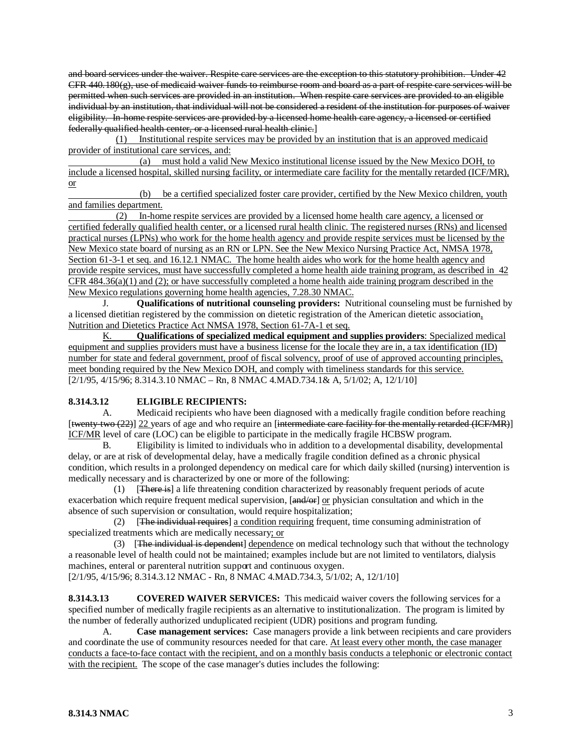~~and board services under the waiver. Respite care services are the exception to this statutory prohibition. Under 42 CFR 440.180(g), use of medicaid waiver funds to reimburse room and board as a part of respite care services will be permitted when such services are provided in an institution. When respite care services are provided to an eligible individual by an institution, that individual will not be considered a resident of the institution for purposes of waiver eligibility. In-home respite services are provided by a licensed home health care agency, a licensed or certified federally qualified health center, or a licensed rural health clinic.~~]

<u>(1) Institutional respite services may be provided by an institution that is an approved medicaid provider of institutional care services, and:</u>

<u>(a) must hold a valid New Mexico institutional license issued by the New Mexico DOH, to include a licensed hospital, skilled nursing facility, or intermediate care facility for the mentally retarded (ICF/MR), or</u>

<u>(b) be a certified specialized foster care provider, certified by the New Mexico children, youth and families department.</u>

<u>(2) In-home respite services are provided by a licensed home health care agency, a licensed or certified federally qualified health center, or a licensed rural health clinic. The registered nurses (RNs) and licensed practical nurses (LPNs) who work for the home health agency and provide respite services must be licensed by the New Mexico state board of nursing as an RN or LPN. See the New Mexico Nursing Practice Act, NMSA 1978, Section 61-3-1 et seq. and 16.12.1 NMAC. The home health aides who work for the home health agency and provide respite services, must have successfully completed a home health aide training program, as described in 42 CFR 484.36(a)(1) and (2); or have successfully completed a home health aide training program described in the New Mexico regulations governing home health agencies, 7.28.30 NMAC.</u>

J. **Qualifications of nutritional counseling providers:** Nutritional counseling must be furnished by a licensed dietitian registered by the commission on dietetic registration of the American dietetic association<u>, Nutrition and Dietetics Practice Act NMSA 1978, Section 61-7A-1 et seq.</u>

<u>K. **Qualifications of specialized medical equipment and supplies providers**: Specialized medical equipment and supplies providers must have a business license for the locale they are in, a tax identification (ID) number for state and federal government, proof of fiscal solvency, proof of use of approved accounting principles, meet bonding required by the New Mexico DOH, and comply with timeliness standards for this service.</u>

[2/1/95, 4/15/96; 8.314.3.10 NMAC – Rn, 8 NMAC 4.MAD.734.1& A, 5/1/02; A, 12/1/10]

**8.314.3.12 ELIGIBLE RECIPIENTS:**

A. Medicaid recipients who have been diagnosed with a medically fragile condition before reaching [~~twenty-two (22)~~] <u>22</u> years of age and who require an [~~intermediate care facility for the mentally retarded (ICF/MR)~~] <u>ICF/MR</u> level of care (LOC) can be eligible to participate in the medically fragile HCBSW program.

B. Eligibility is limited to individuals who in addition to a developmental disability, developmental delay, or are at risk of developmental delay, have a medically fragile condition defined as a chronic physical condition, which results in a prolonged dependency on medical care for which daily skilled (nursing) intervention is medically necessary and is characterized by one or more of the following:

(1) [~~There is~~] a life threatening condition characterized by reasonably frequent periods of acute exacerbation which require frequent medical supervision, [~~and/or~~] <u>or</u> physician consultation and which in the absence of such supervision or consultation, would require hospitalization;

(2) [~~The individual requires~~] <u>a condition requiring</u> frequent, time consuming administration of specialized treatments which are medically necessary<u>; or</u>

(3) [~~The individual is dependent~~] <u>dependence</u> on medical technology such that without the technology a reasonable level of health could not be maintained; examples include but are not limited to ventilators, dialysis machines, enteral or parenteral nutrition support and continuous oxygen.

[2/1/95, 4/15/96; 8.314.3.12 NMAC - Rn, 8 NMAC 4.MAD.734.3, 5/1/02; A, 12/1/10]

**8.314.3.13 COVERED WAIVER SERVICES:** This medicaid waiver covers the following services for a specified number of medically fragile recipients as an alternative to institutionalization. The program is limited by the number of federally authorized unduplicated recipient (UDR) positions and program funding.

A. **Case management services:** Case managers provide a link between recipients and care providers and coordinate the use of community resources needed for that care. <u>At least every other month, the case manager conducts a face-to-face contact with the recipient, and on a monthly basis conducts a telephonic or electronic contact with the recipient.</u> The scope of the case manager's duties includes the following: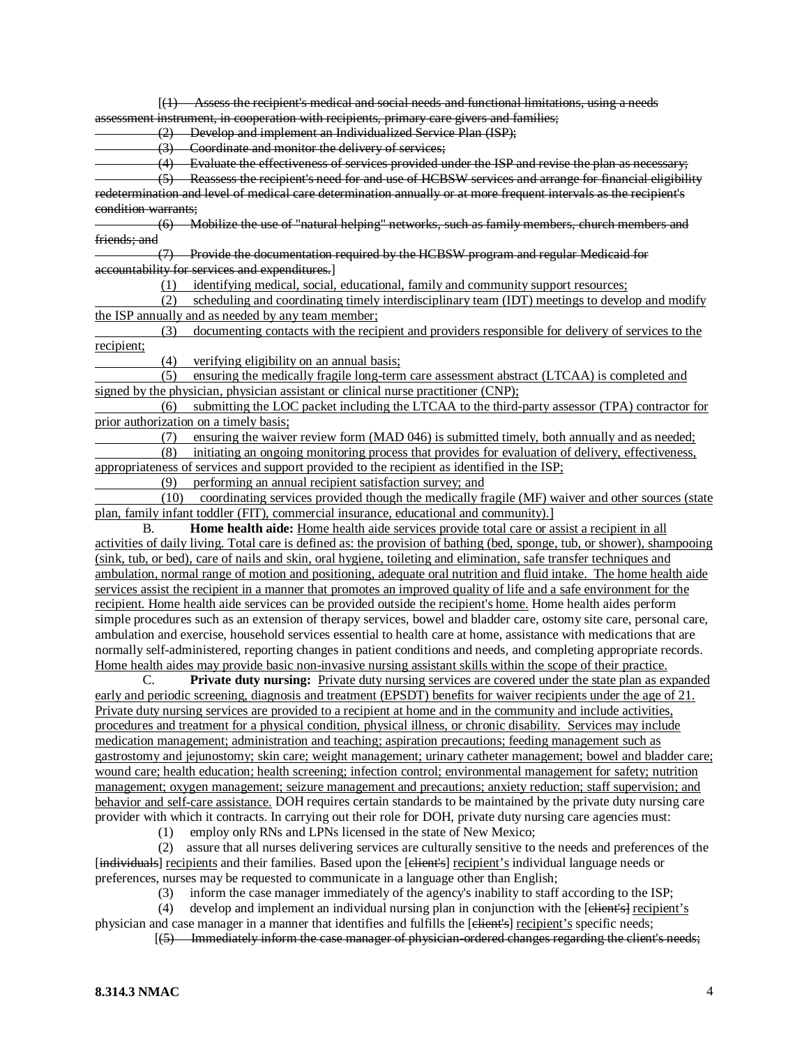[~~(1) Assess the recipient's medical and social needs and functional limitations, using a needs assessment instrument, in cooperation with recipients, primary care givers and families;~~

~~(2) Develop and implement an Individualized Service Plan (ISP);~~

~~(3) Coordinate and monitor the delivery of services;~~

~~(4) Evaluate the effectiveness of services provided under the ISP and revise the plan as necessary;~~

~~(5) Reassess the recipient's need for and use of HCBSW services and arrange for financial eligibility redetermination and level of medical care determination annually or at more frequent intervals as the recipient's condition warrants;~~

~~(6) Mobilize the use of "natural helping" networks, such as family members, church members and friends; and~~

~~(7) Provide the documentation required by the HCBSW program and regular Medicaid for accountability for services and expenditures.~~]

<u>(1) identifying medical, social, educational, family and community support resources;</u>

<u>(2) scheduling and coordinating timely interdisciplinary team (IDT) meetings to develop and modify the ISP annually and as needed by any team member;</u>

<u>(3) documenting contacts with the recipient and providers responsible for delivery of services to the recipient;</u>

<u>(4) verifying eligibility on an annual basis;</u>

<u>(5) ensuring the medically fragile long-term care assessment abstract (LTCAA) is completed and signed by the physician, physician assistant or clinical nurse practitioner (CNP);</u>

<u>(6) submitting the LOC packet including the LTCAA to the third-party assessor (TPA) contractor for prior authorization on a timely basis;</u>

<u>(7) ensuring the waiver review form (MAD 046) is submitted timely, both annually and as needed;</u>

<u>(8) initiating an ongoing monitoring process that provides for evaluation of delivery, effectiveness, appropriateness of services and support provided to the recipient as identified in the ISP;</u>

<u>(9) performing an annual recipient satisfaction survey; and</u>

<u>(10) coordinating services provided though the medically fragile (MF) waiver and other sources (state plan, family infant toddler (FIT), commercial insurance, educational and community).</u>]

B. **Home health aide:** <u>Home health aide services provide total care or assist a recipient in all activities of daily living. Total care is defined as: the provision of bathing (bed, sponge, tub, or shower), shampooing (sink, tub, or bed), care of nails and skin, oral hygiene, toileting and elimination, safe transfer techniques and ambulation, normal range of motion and positioning, adequate oral nutrition and fluid intake. The home health aide services assist the recipient in a manner that promotes an improved quality of life and a safe environment for the recipient. Home health aide services can be provided outside the recipient's home.</u> Home health aides perform simple procedures such as an extension of therapy services, bowel and bladder care, ostomy site care, personal care, ambulation and exercise, household services essential to health care at home, assistance with medications that are normally self-administered, reporting changes in patient conditions and needs, and completing appropriate records. <u>Home health aides may provide basic non-invasive nursing assistant skills within the scope of their practice.</u>

C. **Private duty nursing:** <u>Private duty nursing services are covered under the state plan as expanded early and periodic screening, diagnosis and treatment (EPSDT) benefits for waiver recipients under the age of 21. Private duty nursing services are provided to a recipient at home and in the community and include activities, procedures and treatment for a physical condition, physical illness, or chronic disability. Services may include medication management; administration and teaching; aspiration precautions; feeding management such as gastrostomy and jejunostomy; skin care; weight management; urinary catheter management; bowel and bladder care; wound care; health education; health screening; infection control; environmental management for safety; nutrition management; oxygen management; seizure management and precautions; anxiety reduction; staff supervision; and behavior and self-care assistance.</u> DOH requires certain standards to be maintained by the private duty nursing care provider with which it contracts. In carrying out their role for DOH, private duty nursing care agencies must:

(1) employ only RNs and LPNs licensed in the state of New Mexico;

(2) assure that all nurses delivering services are culturally sensitive to the needs and preferences of the [~~individuals~~] <u>recipients</u> and their families. Based upon the [~~client's~~] <u>recipient's</u> individual language needs or preferences, nurses may be requested to communicate in a language other than English;

(3) inform the case manager immediately of the agency's inability to staff according to the ISP;

(4) develop and implement an individual nursing plan in conjunction with the [~~client's~~] <u>recipient's</u> physician and case manager in a manner that identifies and fulfills the [~~client's~~] <u>recipient's</u> specific needs;

[~~(5) Immediately inform the case manager of physician-ordered changes regarding the client's needs;~~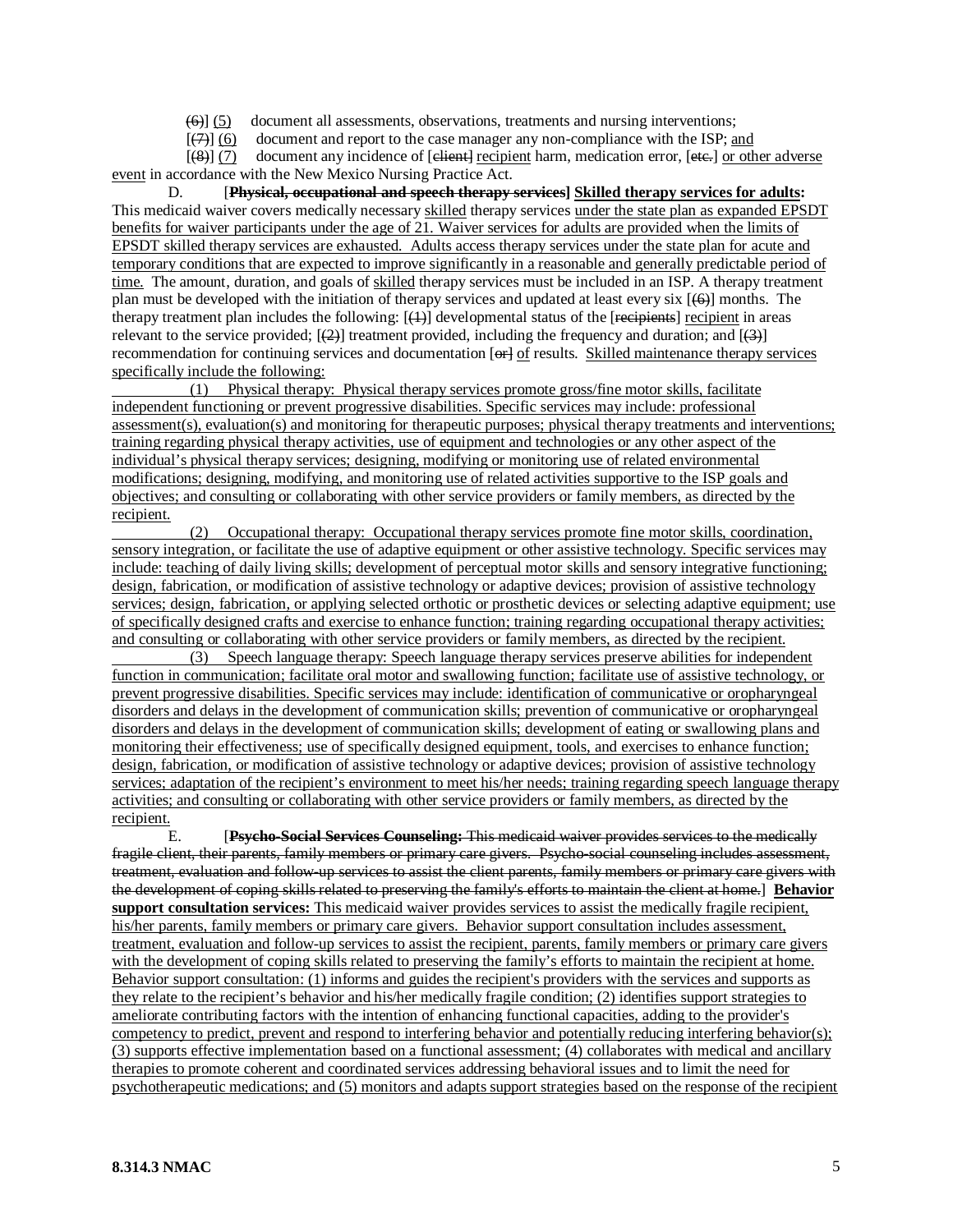[(6)] (5) document all assessments, observations, treatments and nursing interventions;

[(7)] (6) document and report to the case manager any non-compliance with the ISP; and

[(8)] (7) document any incidence of [client] recipient harm, medication error, [etc.] or other adverse event in accordance with the New Mexico Nursing Practice Act.

D. [**Physical, occupational and speech therapy services**] **Skilled therapy services for adults:** This medicaid waiver covers medically necessary skilled therapy services under the state plan as expanded EPSDT benefits for waiver participants under the age of 21. Waiver services for adults are provided when the limits of EPSDT skilled therapy services are exhausted. Adults access therapy services under the state plan for acute and temporary conditions that are expected to improve significantly in a reasonable and generally predictable period of time. The amount, duration, and goals of skilled therapy services must be included in an ISP. A therapy treatment plan must be developed with the initiation of therapy services and updated at least every six [(6)] months. The therapy treatment plan includes the following: [(1)] developmental status of the [recipients] recipient in areas relevant to the service provided; [(2)] treatment provided, including the frequency and duration; and [(3)] recommendation for continuing services and documentation [or] of results. Skilled maintenance therapy services specifically include the following:

(1) Physical therapy: Physical therapy services promote gross/fine motor skills, facilitate independent functioning or prevent progressive disabilities. Specific services may include: professional assessment(s), evaluation(s) and monitoring for therapeutic purposes; physical therapy treatments and interventions; training regarding physical therapy activities, use of equipment and technologies or any other aspect of the individual's physical therapy services; designing, modifying or monitoring use of related environmental modifications; designing, modifying, and monitoring use of related activities supportive to the ISP goals and objectives; and consulting or collaborating with other service providers or family members, as directed by the recipient.

(2) Occupational therapy: Occupational therapy services promote fine motor skills, coordination, sensory integration, or facilitate the use of adaptive equipment or other assistive technology. Specific services may include: teaching of daily living skills; development of perceptual motor skills and sensory integrative functioning; design, fabrication, or modification of assistive technology or adaptive devices; provision of assistive technology services; design, fabrication, or applying selected orthotic or prosthetic devices or selecting adaptive equipment; use of specifically designed crafts and exercise to enhance function; training regarding occupational therapy activities; and consulting or collaborating with other service providers or family members, as directed by the recipient.

(3) Speech language therapy: Speech language therapy services preserve abilities for independent function in communication; facilitate oral motor and swallowing function; facilitate use of assistive technology, or prevent progressive disabilities. Specific services may include: identification of communicative or oropharyngeal disorders and delays in the development of communication skills; prevention of communicative or oropharyngeal disorders and delays in the development of communication skills; development of eating or swallowing plans and monitoring their effectiveness; use of specifically designed equipment, tools, and exercises to enhance function; design, fabrication, or modification of assistive technology or adaptive devices; provision of assistive technology services; adaptation of the recipient's environment to meet his/her needs; training regarding speech language therapy activities; and consulting or collaborating with other service providers or family members, as directed by the recipient.

E. [**Psycho-Social Services Counseling:** This medicaid waiver provides services to the medically fragile client, their parents, family members or primary care givers. Psycho-social counseling includes assessment, treatment, evaluation and follow-up services to assist the client parents, family members or primary care givers with the development of coping skills related to preserving the family's efforts to maintain the client at home.] **Behavior support consultation services:** This medicaid waiver provides services to assist the medically fragile recipient, his/her parents, family members or primary care givers. Behavior support consultation includes assessment, treatment, evaluation and follow-up services to assist the recipient, parents, family members or primary care givers with the development of coping skills related to preserving the family's efforts to maintain the recipient at home. Behavior support consultation: (1) informs and guides the recipient's providers with the services and supports as they relate to the recipient's behavior and his/her medically fragile condition; (2) identifies support strategies to ameliorate contributing factors with the intention of enhancing functional capacities, adding to the provider's competency to predict, prevent and respond to interfering behavior and potentially reducing interfering behavior(s); (3) supports effective implementation based on a functional assessment; (4) collaborates with medical and ancillary therapies to promote coherent and coordinated services addressing behavioral issues and to limit the need for psychotherapeutic medications; and (5) monitors and adapts support strategies based on the response of the recipient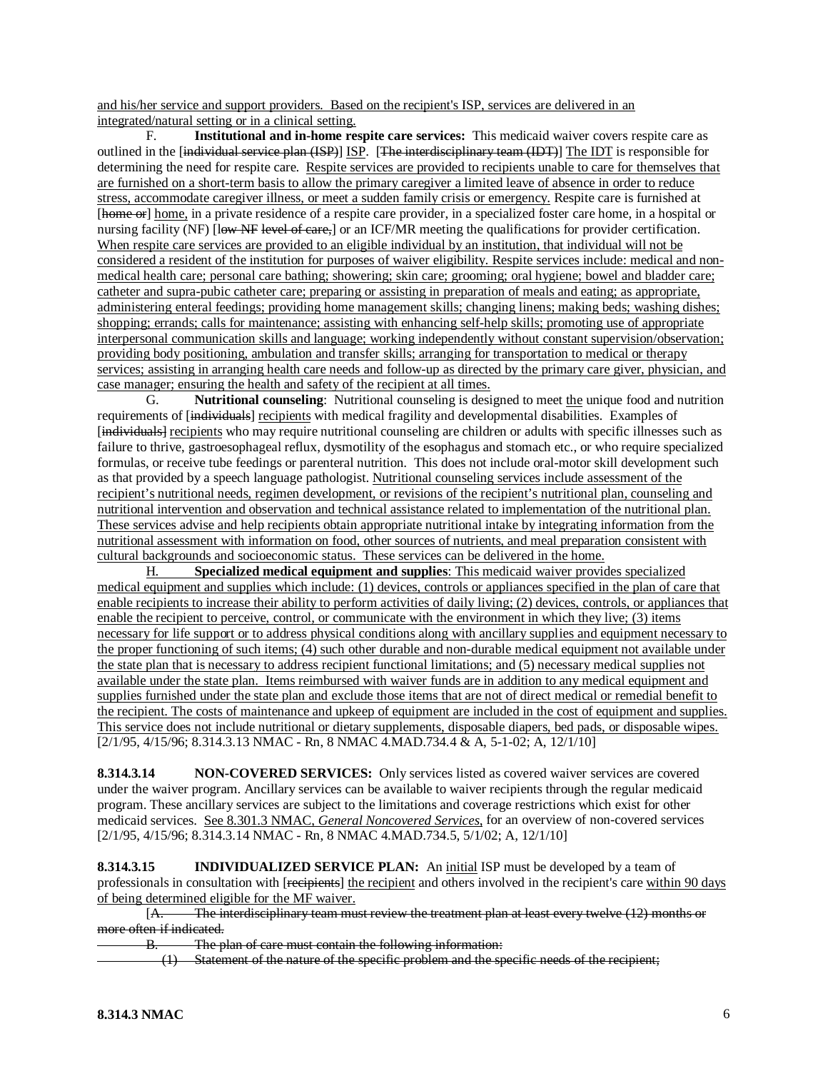and his/her service and support providers. Based on the recipient's ISP, services are delivered in an integrated/natural setting or in a clinical setting.

F. **Institutional and in-home respite care services:** This medicaid waiver covers respite care as outlined in the [~~individual service plan (ISP)~~] ISP. [~~The interdisciplinary team (IDT)~~] The IDT is responsible for determining the need for respite care. Respite services are provided to recipients unable to care for themselves that are furnished on a short-term basis to allow the primary caregiver a limited leave of absence in order to reduce stress, accommodate caregiver illness, or meet a sudden family crisis or emergency. Respite care is furnished at [~~home or~~] home, in a private residence of a respite care provider, in a specialized foster care home, in a hospital or nursing facility (NF) [~~low NF level of care,~~] or an ICF/MR meeting the qualifications for provider certification. When respite care services are provided to an eligible individual by an institution, that individual will not be considered a resident of the institution for purposes of waiver eligibility. Respite services include: medical and non-medical health care; personal care bathing; showering; skin care; grooming; oral hygiene; bowel and bladder care; catheter and supra-pubic catheter care; preparing or assisting in preparation of meals and eating; as appropriate, administering enteral feedings; providing home management skills; changing linens; making beds; washing dishes; shopping; errands; calls for maintenance; assisting with enhancing self-help skills; promoting use of appropriate interpersonal communication skills and language; working independently without constant supervision/observation; providing body positioning, ambulation and transfer skills; arranging for transportation to medical or therapy services; assisting in arranging health care needs and follow-up as directed by the primary care giver, physician, and case manager; ensuring the health and safety of the recipient at all times.

G. **Nutritional counseling**: Nutritional counseling is designed to meet the unique food and nutrition requirements of [~~individuals~~] recipients with medical fragility and developmental disabilities. Examples of [~~individuals~~] recipients who may require nutritional counseling are children or adults with specific illnesses such as failure to thrive, gastroesophageal reflux, dysmotility of the esophagus and stomach etc., or who require specialized formulas, or receive tube feedings or parenteral nutrition. This does not include oral-motor skill development such as that provided by a speech language pathologist. Nutritional counseling services include assessment of the recipient's nutritional needs, regimen development, or revisions of the recipient's nutritional plan, counseling and nutritional intervention and observation and technical assistance related to implementation of the nutritional plan. These services advise and help recipients obtain appropriate nutritional intake by integrating information from the nutritional assessment with information on food, other sources of nutrients, and meal preparation consistent with cultural backgrounds and socioeconomic status. These services can be delivered in the home.

H. **Specialized medical equipment and supplies**: This medicaid waiver provides specialized medical equipment and supplies which include: (1) devices, controls or appliances specified in the plan of care that enable recipients to increase their ability to perform activities of daily living; (2) devices, controls, or appliances that enable the recipient to perceive, control, or communicate with the environment in which they live; (3) items necessary for life support or to address physical conditions along with ancillary supplies and equipment necessary to the proper functioning of such items; (4) such other durable and non-durable medical equipment not available under the state plan that is necessary to address recipient functional limitations; and (5) necessary medical supplies not available under the state plan. Items reimbursed with waiver funds are in addition to any medical equipment and supplies furnished under the state plan and exclude those items that are not of direct medical or remedial benefit to the recipient. The costs of maintenance and upkeep of equipment are included in the cost of equipment and supplies. This service does not include nutritional or dietary supplements, disposable diapers, bed pads, or disposable wipes.

[2/1/95, 4/15/96; 8.314.3.13 NMAC - Rn, 8 NMAC 4.MAD.734.4 & A, 5-1-02; A, 12/1/10]

**8.314.3.14 NON-COVERED SERVICES:** Only services listed as covered waiver services are covered under the waiver program. Ancillary services can be available to waiver recipients through the regular medicaid program. These ancillary services are subject to the limitations and coverage restrictions which exist for other medicaid services. See 8.301.3 NMAC, *General Noncovered Services*, for an overview of non-covered services [2/1/95, 4/15/96; 8.314.3.14 NMAC - Rn, 8 NMAC 4.MAD.734.5, 5/1/02; A, 12/1/10]

**8.314.3.15 INDIVIDUALIZED SERVICE PLAN:** An initial ISP must be developed by a team of professionals in consultation with [~~recipients~~] the recipient and others involved in the recipient's care within 90 days of being determined eligible for the MF waiver.

[~~A. The interdisciplinary team must review the treatment plan at least every twelve (12) months or more often if indicated.~~

~~B. The plan of care must contain the following information:~~

~~(1) Statement of the nature of the specific problem and the specific needs of the recipient;~~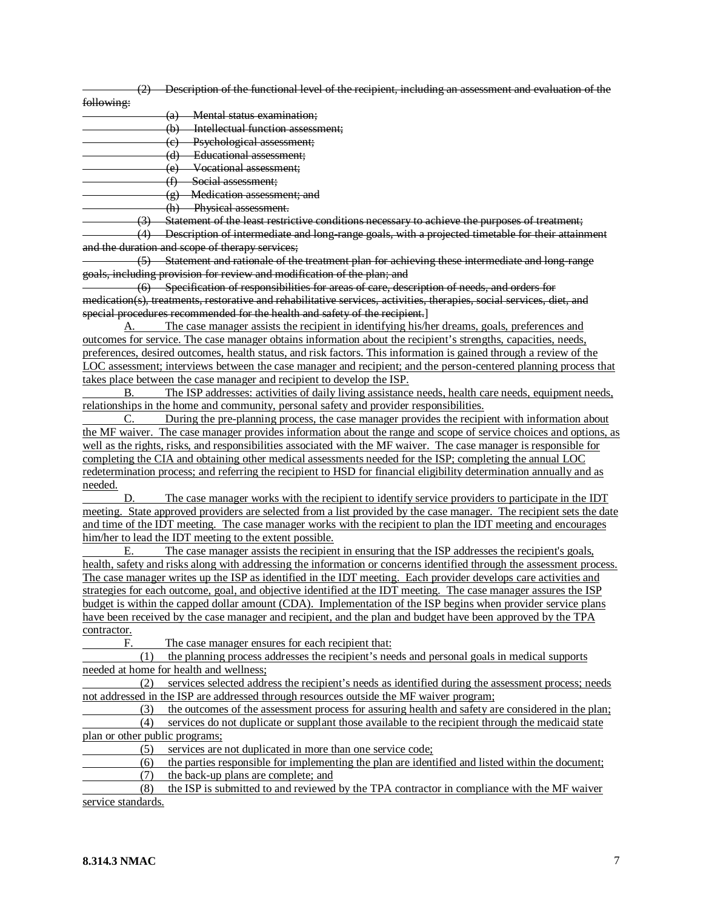~~(2) Description of the functional level of the recipient, including an assessment and evaluation of the following:~~

~~(a) Mental status examination;~~

~~(b) Intellectual function assessment;~~

~~(c) Psychological assessment;~~

~~(d) Educational assessment;~~

~~(e) Vocational assessment;~~

~~(f) Social assessment;~~

~~(g) Medication assessment; and~~

~~(h) Physical assessment.~~

~~(3) Statement of the least restrictive conditions necessary to achieve the purposes of treatment;~~

~~(4) Description of intermediate and long-range goals, with a projected timetable for their attainment and the duration and scope of therapy services;~~

~~(5) Statement and rationale of the treatment plan for achieving these intermediate and long-range goals, including provision for review and modification of the plan; and~~

~~(6) Specification of responsibilities for areas of care, description of needs, and orders for medication(s), treatments, restorative and rehabilitative services, activities, therapies, social services, diet, and special procedures recommended for the health and safety of the recipient.~~]

<u>A. The case manager assists the recipient in identifying his/her dreams, goals, preferences and outcomes for service. The case manager obtains information about the recipient's strengths, capacities, needs, preferences, desired outcomes, health status, and risk factors. This information is gained through a review of the LOC assessment; interviews between the case manager and recipient; and the person-centered planning process that takes place between the case manager and recipient to develop the ISP.</u>

<u>B. The ISP addresses: activities of daily living assistance needs, health care needs, equipment needs, relationships in the home and community, personal safety and provider responsibilities.</u>

<u>C. During the pre-planning process, the case manager provides the recipient with information about the MF waiver. The case manager provides information about the range and scope of service choices and options, as well as the rights, risks, and responsibilities associated with the MF waiver. The case manager is responsible for completing the CIA and obtaining other medical assessments needed for the ISP; completing the annual LOC redetermination process; and referring the recipient to HSD for financial eligibility determination annually and as needed.</u>

<u>D. The case manager works with the recipient to identify service providers to participate in the IDT meeting. State approved providers are selected from a list provided by the case manager. The recipient sets the date and time of the IDT meeting. The case manager works with the recipient to plan the IDT meeting and encourages him/her to lead the IDT meeting to the extent possible.</u>

<u>E. The case manager assists the recipient in ensuring that the ISP addresses the recipient's goals, health, safety and risks along with addressing the information or concerns identified through the assessment process. The case manager writes up the ISP as identified in the IDT meeting. Each provider develops care activities and strategies for each outcome, goal, and objective identified at the IDT meeting. The case manager assures the ISP budget is within the capped dollar amount (CDA). Implementation of the ISP begins when provider service plans have been received by the case manager and recipient, and the plan and budget have been approved by the TPA contractor.</u>

<u>F. The case manager ensures for each recipient that:</u>

<u>(1) the planning process addresses the recipient's needs and personal goals in medical supports needed at home for health and wellness;</u>

<u>(2) services selected address the recipient's needs as identified during the assessment process; needs not addressed in the ISP are addressed through resources outside the MF waiver program;</u>

<u>(3) the outcomes of the assessment process for assuring health and safety are considered in the plan;</u>

<u>(4) services do not duplicate or supplant those available to the recipient through the medicaid state plan or other public programs;</u>

<u>(5) services are not duplicated in more than one service code;</u>

<u>(6) the parties responsible for implementing the plan are identified and listed within the document;</u>

<u>(7) the back-up plans are complete; and</u>

<u>(8) the ISP is submitted to and reviewed by the TPA contractor in compliance with the MF waiver service standards.</u>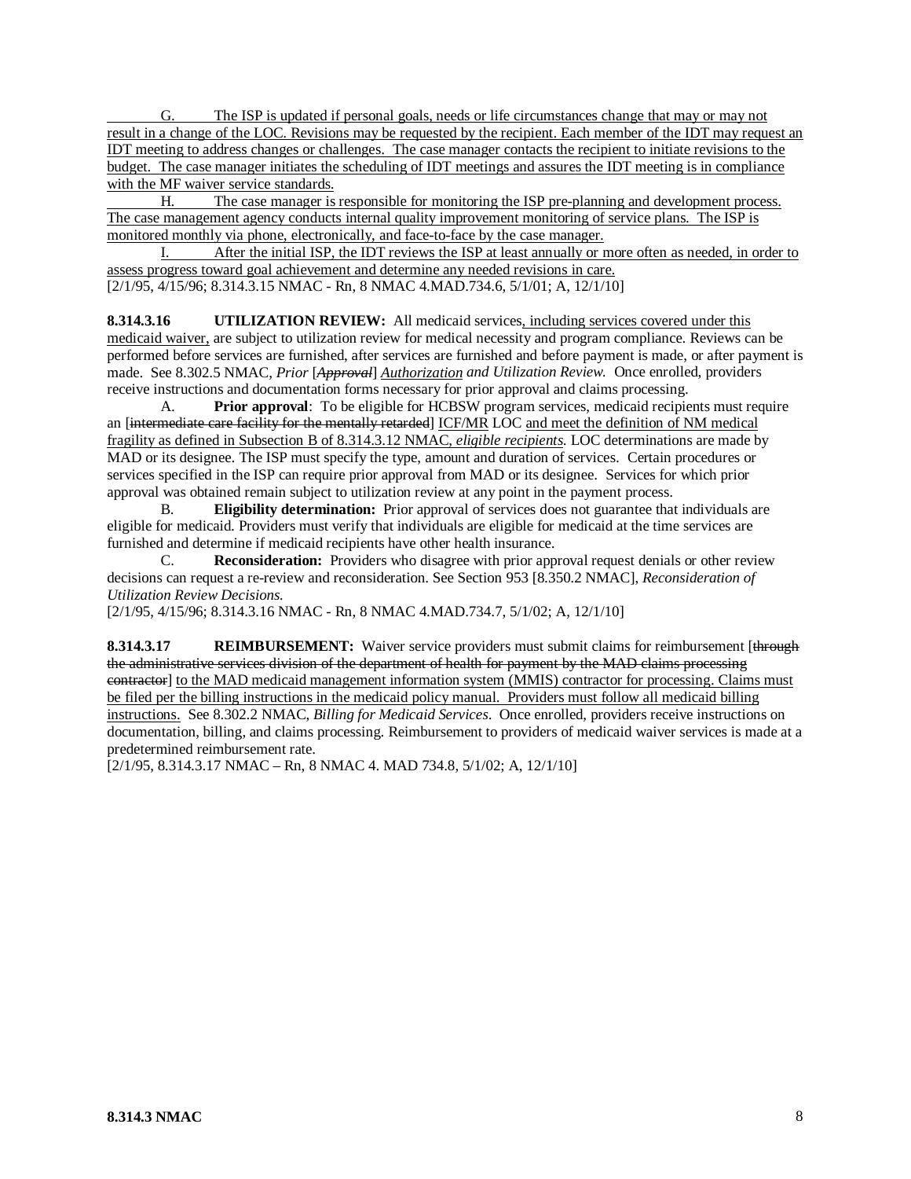G. The ISP is updated if personal goals, needs or life circumstances change that may or may not result in a change of the LOC. Revisions may be requested by the recipient. Each member of the IDT may request an IDT meeting to address changes or challenges. The case manager contacts the recipient to initiate revisions to the budget. The case manager initiates the scheduling of IDT meetings and assures the IDT meeting is in compliance with the MF waiver service standards.

H. The case manager is responsible for monitoring the ISP pre-planning and development process. The case management agency conducts internal quality improvement monitoring of service plans. The ISP is monitored monthly via phone, electronically, and face-to-face by the case manager.

I. After the initial ISP, the IDT reviews the ISP at least annually or more often as needed, in order to assess progress toward goal achievement and determine any needed revisions in care.

[2/1/95, 4/15/96; 8.314.3.15 NMAC - Rn, 8 NMAC 4.MAD.734.6, 5/1/01; A, 12/1/10]

**8.314.3.16 UTILIZATION REVIEW:** All medicaid services, including services covered under this medicaid waiver, are subject to utilization review for medical necessity and program compliance. Reviews can be performed before services are furnished, after services are furnished and before payment is made, or after payment is made. See 8.302.5 NMAC, *Prior* [~~*Approval*~~] *Authorization and Utilization Review*. Once enrolled, providers receive instructions and documentation forms necessary for prior approval and claims processing.

A. **Prior approval**: To be eligible for HCBSW program services, medicaid recipients must require an [~~intermediate care facility for the mentally retarded~~] ICF/MR LOC and meet the definition of NM medical fragility as defined in Subsection B of 8.314.3.12 NMAC, *eligible recipients*. LOC determinations are made by MAD or its designee. The ISP must specify the type, amount and duration of services. Certain procedures or services specified in the ISP can require prior approval from MAD or its designee. Services for which prior approval was obtained remain subject to utilization review at any point in the payment process.

B. **Eligibility determination:** Prior approval of services does not guarantee that individuals are eligible for medicaid. Providers must verify that individuals are eligible for medicaid at the time services are furnished and determine if medicaid recipients have other health insurance.

C. **Reconsideration:** Providers who disagree with prior approval request denials or other review decisions can request a re-review and reconsideration. See Section 953 [8.350.2 NMAC], *Reconsideration of Utilization Review Decisions*.

[2/1/95, 4/15/96; 8.314.3.16 NMAC - Rn, 8 NMAC 4.MAD.734.7, 5/1/02; A, 12/1/10]

**8.314.3.17 REIMBURSEMENT:** Waiver service providers must submit claims for reimbursement [~~through the administrative services division of the department of health for payment by the MAD claims processing contractor~~] to the MAD medicaid management information system (MMIS) contractor for processing. Claims must be filed per the billing instructions in the medicaid policy manual. Providers must follow all medicaid billing instructions. See 8.302.2 NMAC, *Billing for Medicaid Services*. Once enrolled, providers receive instructions on documentation, billing, and claims processing. Reimbursement to providers of medicaid waiver services is made at a predetermined reimbursement rate.

[2/1/95, 8.314.3.17 NMAC – Rn, 8 NMAC 4. MAD 734.8, 5/1/02; A, 12/1/10]